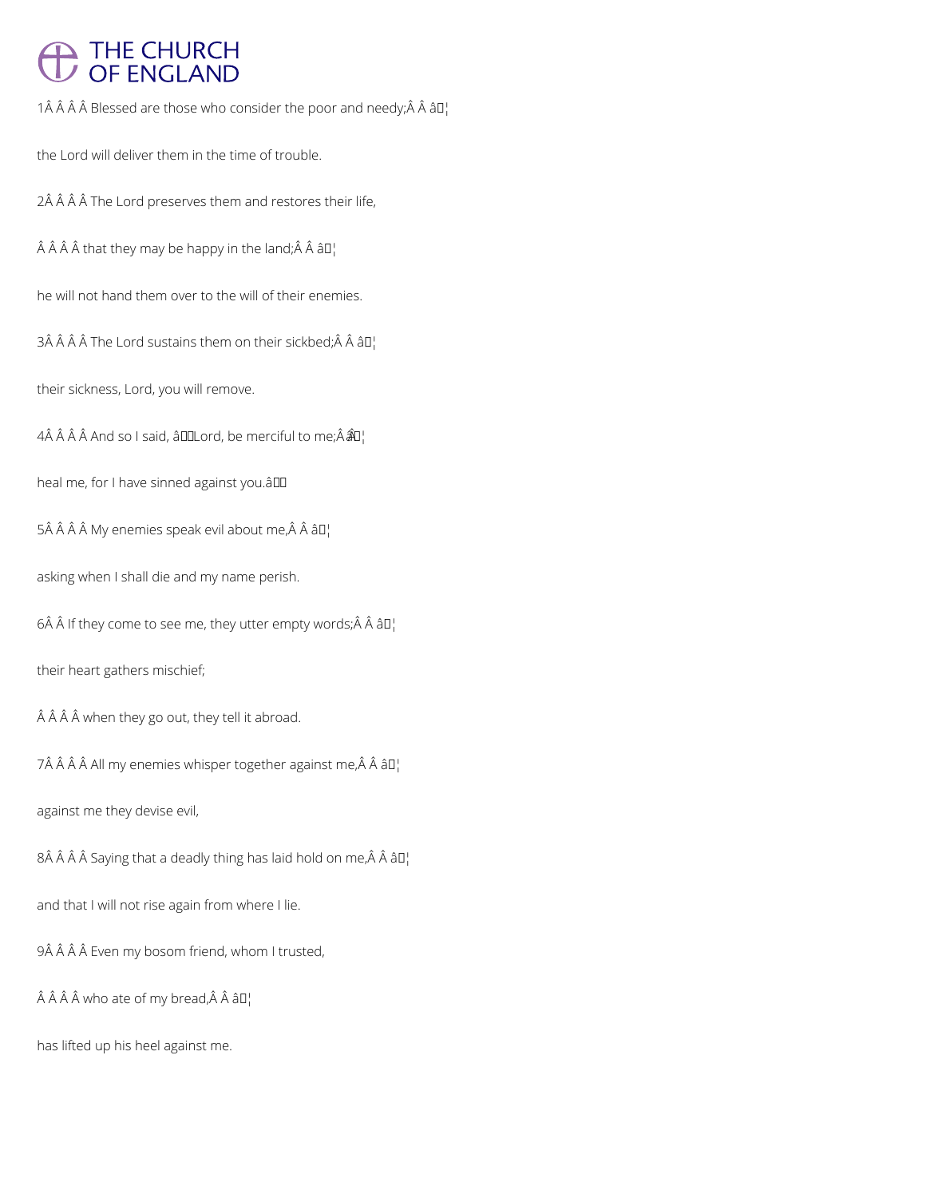1 Blessed are those who consider the poor and needy; ♦

the Lord will deliver them in the time of trouble.

2 The Lord preserves them and restores their life,

that they may be happy in the land; ♦

he will not hand them over to the will of their enemies.

3 The Lord sustains them on their sickbed; ♦

their sickness, Lord, you will remove.

4 And so I said, “Lord, be merciful to me; ♦

heal me, for I have sinned against you.”

5 My enemies speak evil about me, ♦

asking when I shall die and my name perish.

6 If they come to see me, they utter empty words; ♦

their heart gathers mischief;

when they go out, they tell it abroad.

7 All my enemies whisper together against me, ♦

against me they devise evil,

8 Saying that a deadly thing has laid hold on me, ♦

and that I will not rise again from where I lie.

9 Even my bosom friend, whom I trusted,

who ate of my bread, ♦

has lifted up his heel against me.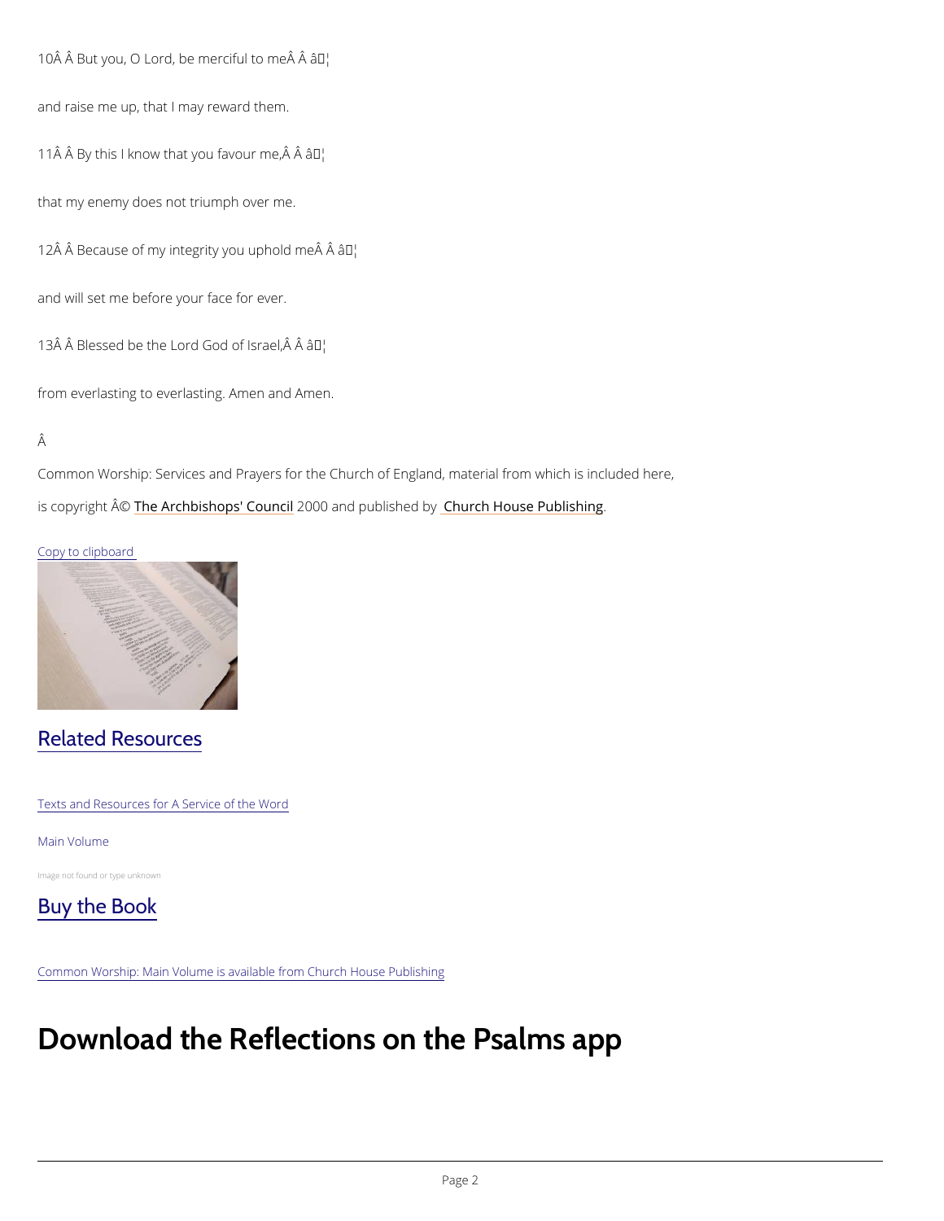10Â Â But you, O Lord, be merciful to meÂ Â â¦

and raise me up, that I may reward them.

11Â Â By this I know that you favour me,Â Â â¦

that my enemy does not triumph over me.

12Â Â Because of my integrity you uphold meÂ Â â¦

and will set me before your face for ever.

13Â Â Blessed be the Lord God of Israel,Â Â â¦

from everlasting to everlasting. Amen and Amen.

Â

Common Worship: Services and Prayers for the Church of England, material from which is included here, is copyright Â© The Archbishops' Council 2000 and published by Church House Publishing.

Copy to clipboard

## Related Resources

Texts and Resources for A Service of the Word

Main Volume

Image not found or type unknown

## Buy the Book

Common Worship: Main Volume is available from Church House Publishing

# Download the Reflections on the Psalms app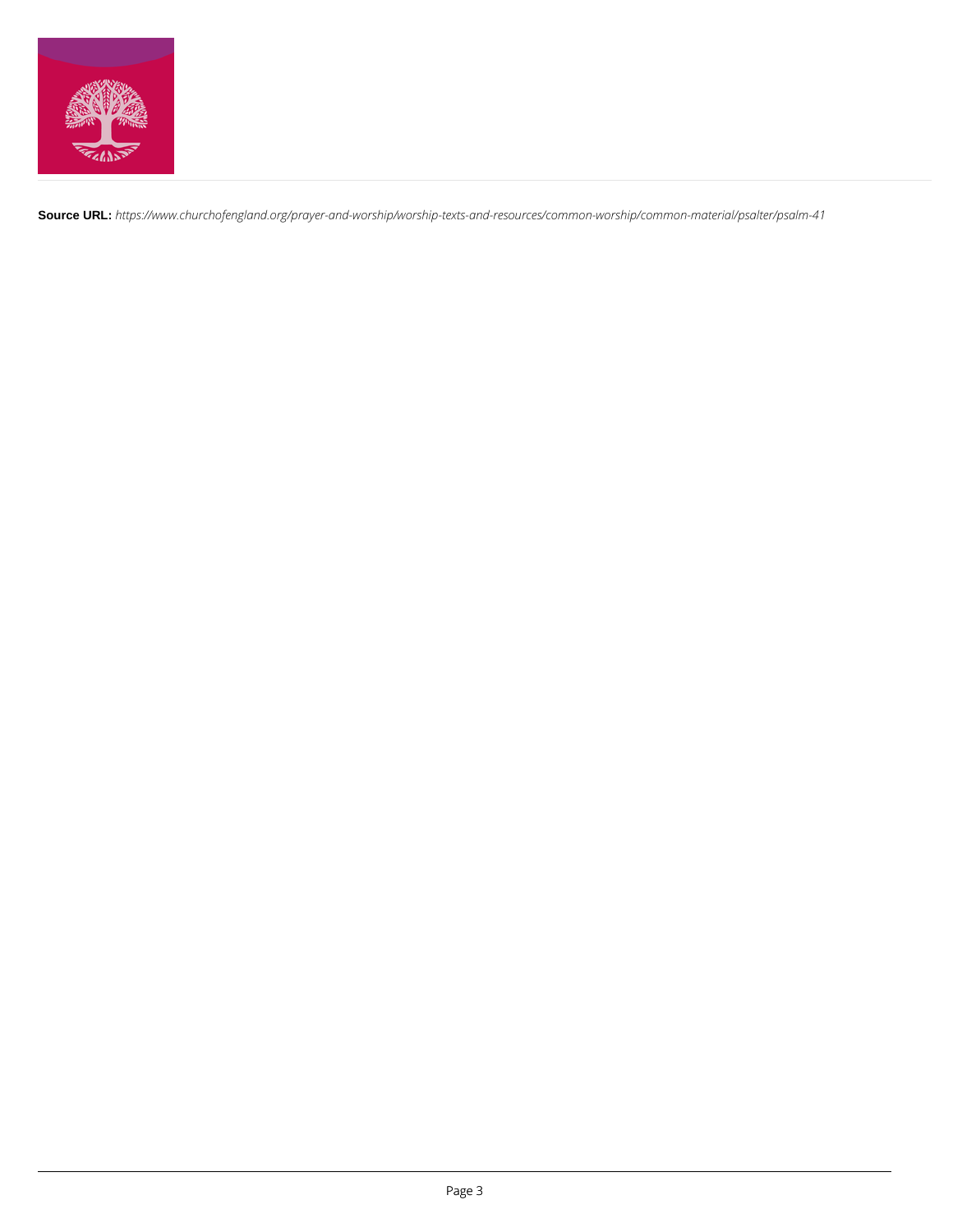**Source URL:** *https://www.churchofengland.org/prayer-and-worship/worship-texts-and-resources/common-worship/common-material/psalter/psalm-41*